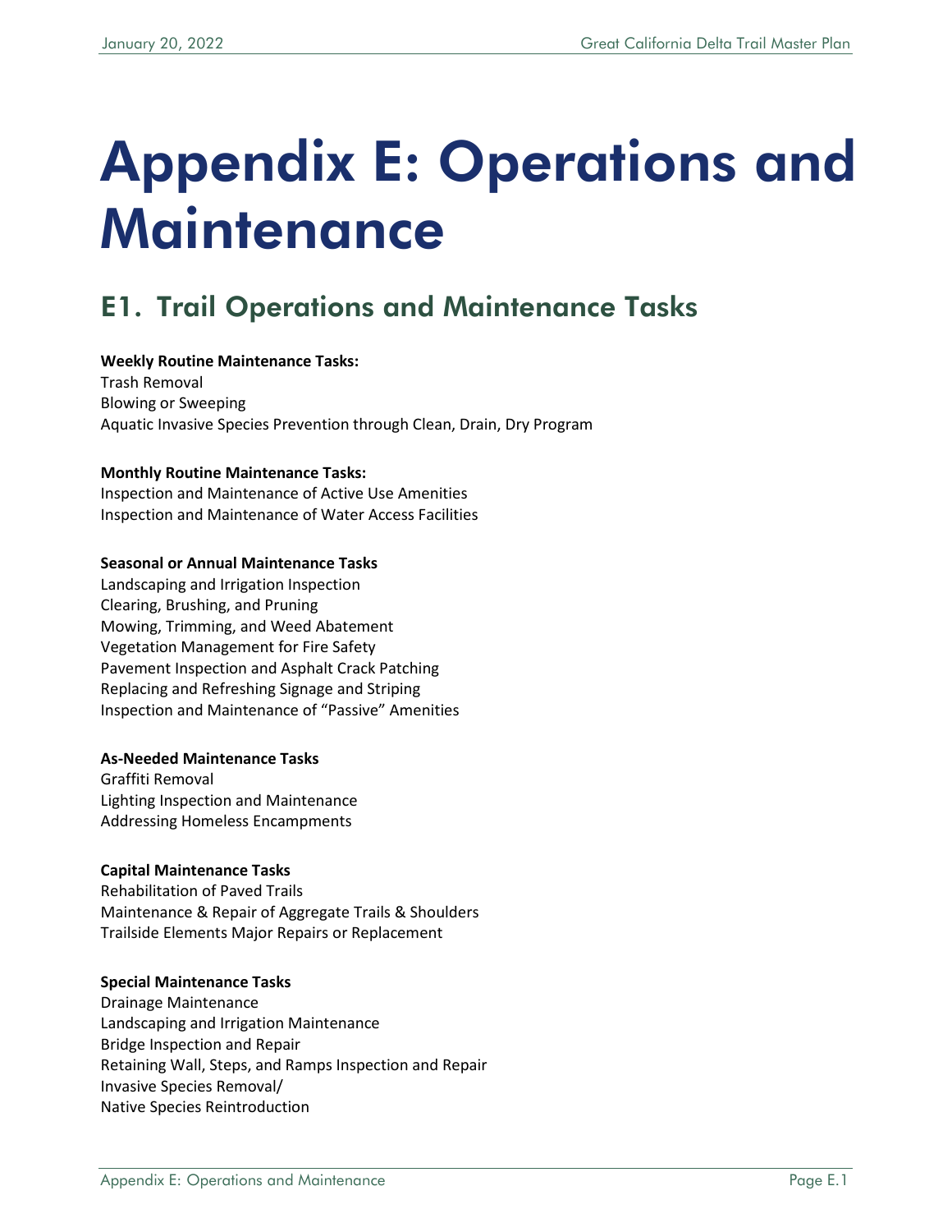# Appendix E: Operations and Maintenance

## E1. Trail Operations and Maintenance Tasks

**Weekly Routine Maintenance Tasks:**
Trash Removal
Blowing or Sweeping
Aquatic Invasive Species Prevention through Clean, Drain, Dry Program

**Monthly Routine Maintenance Tasks:**
Inspection and Maintenance of Active Use Amenities
Inspection and Maintenance of Water Access Facilities

**Seasonal or Annual Maintenance Tasks**
Landscaping and Irrigation Inspection
Clearing, Brushing, and Pruning
Mowing, Trimming, and Weed Abatement
Vegetation Management for Fire Safety
Pavement Inspection and Asphalt Crack Patching
Replacing and Refreshing Signage and Striping
Inspection and Maintenance of "Passive" Amenities

**As-Needed Maintenance Tasks**
Graffiti Removal
Lighting Inspection and Maintenance
Addressing Homeless Encampments

**Capital Maintenance Tasks**
Rehabilitation of Paved Trails
Maintenance & Repair of Aggregate Trails & Shoulders
Trailside Elements Major Repairs or Replacement

**Special Maintenance Tasks**
Drainage Maintenance
Landscaping and Irrigation Maintenance
Bridge Inspection and Repair
Retaining Wall, Steps, and Ramps Inspection and Repair
Invasive Species Removal/
Native Species Reintroduction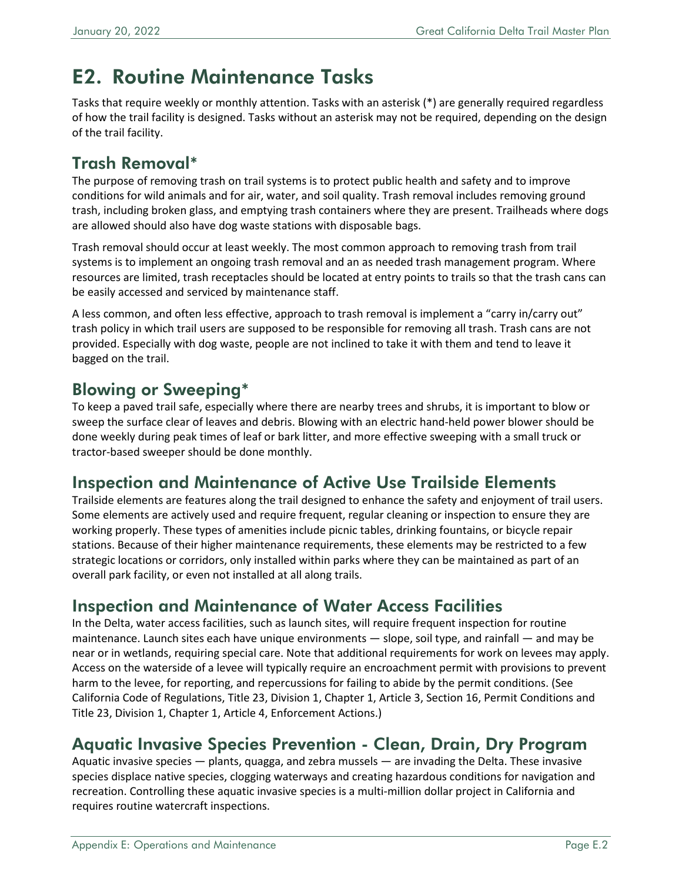# E2. Routine Maintenance Tasks

Tasks that require weekly or monthly attention. Tasks with an asterisk (*) are generally required regardless of how the trail facility is designed. Tasks without an asterisk may not be required, depending on the design of the trail facility.

## Trash Removal*

The purpose of removing trash on trail systems is to protect public health and safety and to improve conditions for wild animals and for air, water, and soil quality. Trash removal includes removing ground trash, including broken glass, and emptying trash containers where they are present. Trailheads where dogs are allowed should also have dog waste stations with disposable bags.

Trash removal should occur at least weekly. The most common approach to removing trash from trail systems is to implement an ongoing trash removal and an as needed trash management program. Where resources are limited, trash receptacles should be located at entry points to trails so that the trash cans can be easily accessed and serviced by maintenance staff.

A less common, and often less effective, approach to trash removal is implement a "carry in/carry out" trash policy in which trail users are supposed to be responsible for removing all trash. Trash cans are not provided. Especially with dog waste, people are not inclined to take it with them and tend to leave it bagged on the trail.

## Blowing or Sweeping*

To keep a paved trail safe, especially where there are nearby trees and shrubs, it is important to blow or sweep the surface clear of leaves and debris. Blowing with an electric hand-held power blower should be done weekly during peak times of leaf or bark litter, and more effective sweeping with a small truck or tractor-based sweeper should be done monthly.

## Inspection and Maintenance of Active Use Trailside Elements

Trailside elements are features along the trail designed to enhance the safety and enjoyment of trail users. Some elements are actively used and require frequent, regular cleaning or inspection to ensure they are working properly. These types of amenities include picnic tables, drinking fountains, or bicycle repair stations. Because of their higher maintenance requirements, these elements may be restricted to a few strategic locations or corridors, only installed within parks where they can be maintained as part of an overall park facility, or even not installed at all along trails.

## Inspection and Maintenance of Water Access Facilities

In the Delta, water access facilities, such as launch sites, will require frequent inspection for routine maintenance. Launch sites each have unique environments — slope, soil type, and rainfall — and may be near or in wetlands, requiring special care. Note that additional requirements for work on levees may apply. Access on the waterside of a levee will typically require an encroachment permit with provisions to prevent harm to the levee, for reporting, and repercussions for failing to abide by the permit conditions. (See California Code of Regulations, Title 23, Division 1, Chapter 1, Article 3, Section 16, Permit Conditions and Title 23, Division 1, Chapter 1, Article 4, Enforcement Actions.)

## Aquatic Invasive Species Prevention - Clean, Drain, Dry Program

Aquatic invasive species — plants, quagga, and zebra mussels — are invading the Delta. These invasive species displace native species, clogging waterways and creating hazardous conditions for navigation and recreation. Controlling these aquatic invasive species is a multi-million dollar project in California and requires routine watercraft inspections.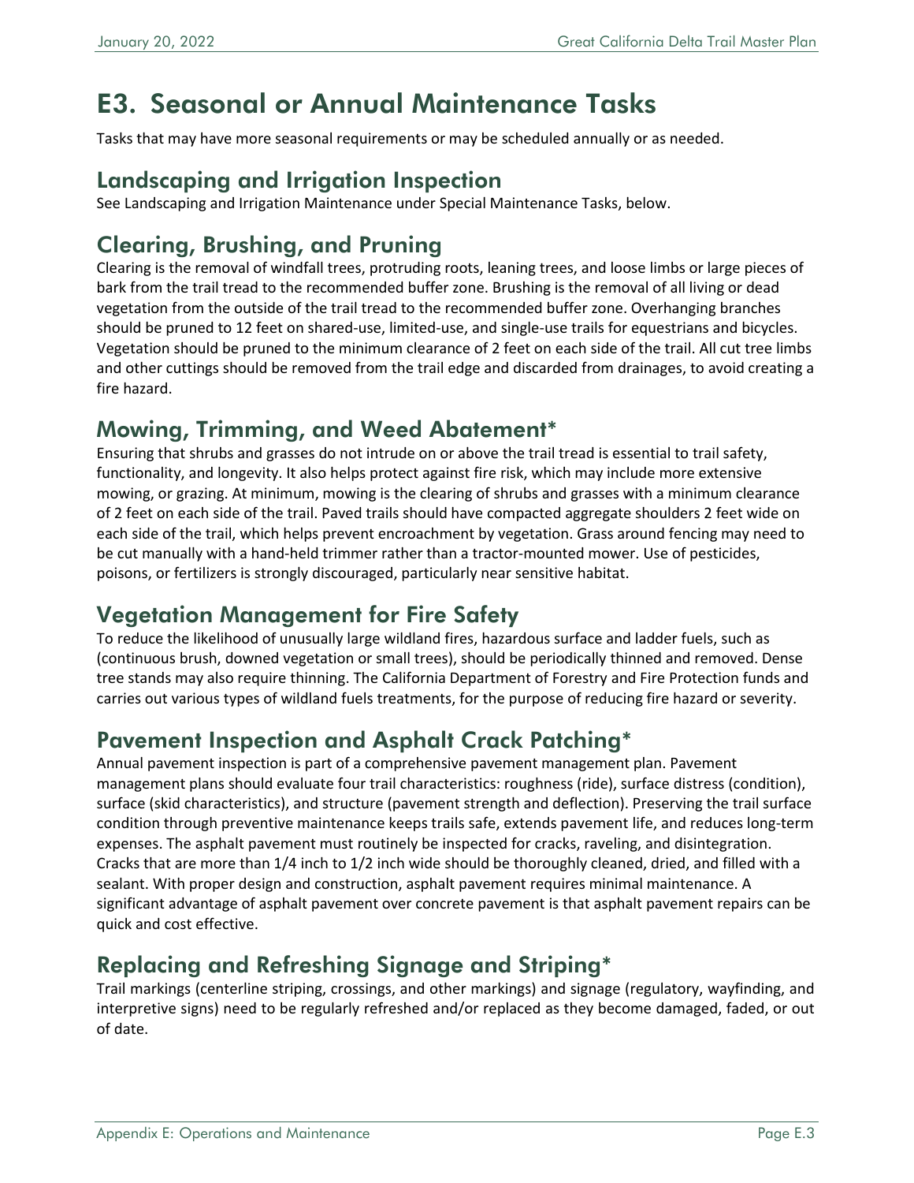# E3. Seasonal or Annual Maintenance Tasks

Tasks that may have more seasonal requirements or may be scheduled annually or as needed.

## Landscaping and Irrigation Inspection

See Landscaping and Irrigation Maintenance under Special Maintenance Tasks, below.

## Clearing, Brushing, and Pruning

Clearing is the removal of windfall trees, protruding roots, leaning trees, and loose limbs or large pieces of bark from the trail tread to the recommended buffer zone. Brushing is the removal of all living or dead vegetation from the outside of the trail tread to the recommended buffer zone. Overhanging branches should be pruned to 12 feet on shared-use, limited-use, and single-use trails for equestrians and bicycles. Vegetation should be pruned to the minimum clearance of 2 feet on each side of the trail. All cut tree limbs and other cuttings should be removed from the trail edge and discarded from drainages, to avoid creating a fire hazard.

## Mowing, Trimming, and Weed Abatement*

Ensuring that shrubs and grasses do not intrude on or above the trail tread is essential to trail safety, functionality, and longevity. It also helps protect against fire risk, which may include more extensive mowing, or grazing. At minimum, mowing is the clearing of shrubs and grasses with a minimum clearance of 2 feet on each side of the trail. Paved trails should have compacted aggregate shoulders 2 feet wide on each side of the trail, which helps prevent encroachment by vegetation. Grass around fencing may need to be cut manually with a hand-held trimmer rather than a tractor-mounted mower. Use of pesticides, poisons, or fertilizers is strongly discouraged, particularly near sensitive habitat.

## Vegetation Management for Fire Safety

To reduce the likelihood of unusually large wildland fires, hazardous surface and ladder fuels, such as (continuous brush, downed vegetation or small trees), should be periodically thinned and removed. Dense tree stands may also require thinning. The California Department of Forestry and Fire Protection funds and carries out various types of wildland fuels treatments, for the purpose of reducing fire hazard or severity.

## Pavement Inspection and Asphalt Crack Patching*

Annual pavement inspection is part of a comprehensive pavement management plan. Pavement management plans should evaluate four trail characteristics: roughness (ride), surface distress (condition), surface (skid characteristics), and structure (pavement strength and deflection). Preserving the trail surface condition through preventive maintenance keeps trails safe, extends pavement life, and reduces long-term expenses. The asphalt pavement must routinely be inspected for cracks, raveling, and disintegration. Cracks that are more than 1/4 inch to 1/2 inch wide should be thoroughly cleaned, dried, and filled with a sealant. With proper design and construction, asphalt pavement requires minimal maintenance. A significant advantage of asphalt pavement over concrete pavement is that asphalt pavement repairs can be quick and cost effective.

## Replacing and Refreshing Signage and Striping*

Trail markings (centerline striping, crossings, and other markings) and signage (regulatory, wayfinding, and interpretive signs) need to be regularly refreshed and/or replaced as they become damaged, faded, or out of date.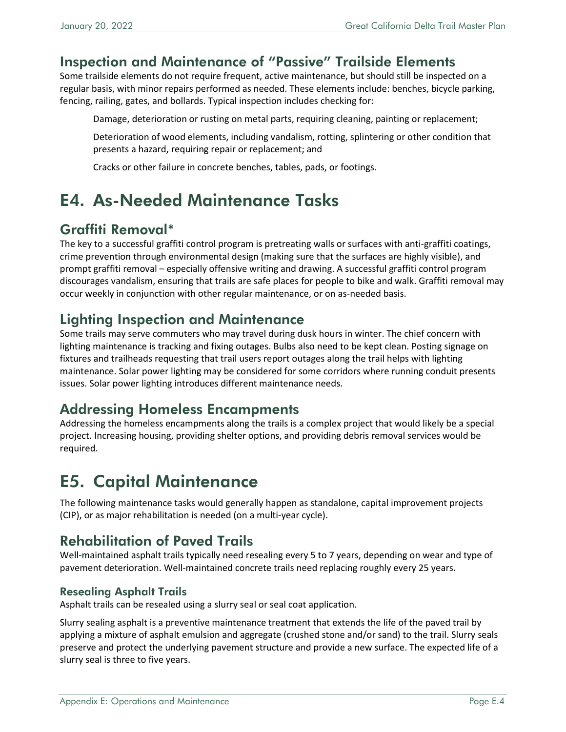## Inspection and Maintenance of "Passive" Trailside Elements

Some trailside elements do not require frequent, active maintenance, but should still be inspected on a regular basis, with minor repairs performed as needed. These elements include: benches, bicycle parking, fencing, railing, gates, and bollards. Typical inspection includes checking for:

- Damage, deterioration or rusting on metal parts, requiring cleaning, painting or replacement;
- Deterioration of wood elements, including vandalism, rotting, splintering or other condition that presents a hazard, requiring repair or replacement; and
- Cracks or other failure in concrete benches, tables, pads, or footings.

# E4. As-Needed Maintenance Tasks

## Graffiti Removal*

The key to a successful graffiti control program is pretreating walls or surfaces with anti-graffiti coatings, crime prevention through environmental design (making sure that the surfaces are highly visible), and prompt graffiti removal – especially offensive writing and drawing. A successful graffiti control program discourages vandalism, ensuring that trails are safe places for people to bike and walk. Graffiti removal may occur weekly in conjunction with other regular maintenance, or on as-needed basis.

## Lighting Inspection and Maintenance

Some trails may serve commuters who may travel during dusk hours in winter. The chief concern with lighting maintenance is tracking and fixing outages. Bulbs also need to be kept clean. Posting signage on fixtures and trailheads requesting that trail users report outages along the trail helps with lighting maintenance. Solar power lighting may be considered for some corridors where running conduit presents issues. Solar power lighting introduces different maintenance needs.

## Addressing Homeless Encampments

Addressing the homeless encampments along the trails is a complex project that would likely be a special project. Increasing housing, providing shelter options, and providing debris removal services would be required.

# E5. Capital Maintenance

The following maintenance tasks would generally happen as standalone, capital improvement projects (CIP), or as major rehabilitation is needed (on a multi-year cycle).

## Rehabilitation of Paved Trails

Well-maintained asphalt trails typically need resealing every 5 to 7 years, depending on wear and type of pavement deterioration. Well-maintained concrete trails need replacing roughly every 25 years.

### Resealing Asphalt Trails

Asphalt trails can be resealed using a slurry seal or seal coat application.

Slurry sealing asphalt is a preventive maintenance treatment that extends the life of the paved trail by applying a mixture of asphalt emulsion and aggregate (crushed stone and/or sand) to the trail. Slurry seals preserve and protect the underlying pavement structure and provide a new surface. The expected life of a slurry seal is three to five years.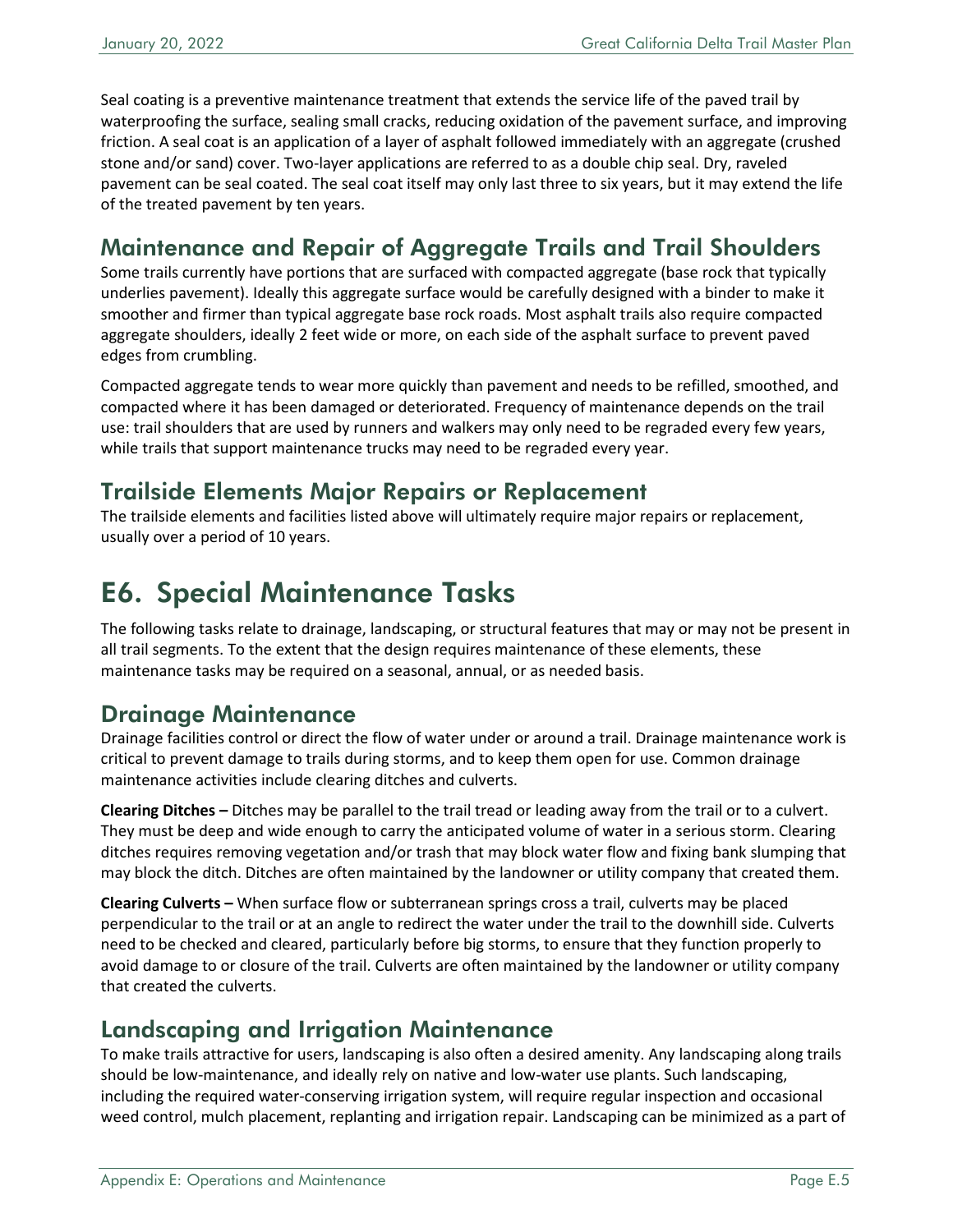Seal coating is a preventive maintenance treatment that extends the service life of the paved trail by waterproofing the surface, sealing small cracks, reducing oxidation of the pavement surface, and improving friction. A seal coat is an application of a layer of asphalt followed immediately with an aggregate (crushed stone and/or sand) cover. Two-layer applications are referred to as a double chip seal. Dry, raveled pavement can be seal coated. The seal coat itself may only last three to six years, but it may extend the life of the treated pavement by ten years.

## Maintenance and Repair of Aggregate Trails and Trail Shoulders

Some trails currently have portions that are surfaced with compacted aggregate (base rock that typically underlies pavement). Ideally this aggregate surface would be carefully designed with a binder to make it smoother and firmer than typical aggregate base rock roads. Most asphalt trails also require compacted aggregate shoulders, ideally 2 feet wide or more, on each side of the asphalt surface to prevent paved edges from crumbling.

Compacted aggregate tends to wear more quickly than pavement and needs to be refilled, smoothed, and compacted where it has been damaged or deteriorated. Frequency of maintenance depends on the trail use: trail shoulders that are used by runners and walkers may only need to be regraded every few years, while trails that support maintenance trucks may need to be regraded every year.

## Trailside Elements Major Repairs or Replacement

The trailside elements and facilities listed above will ultimately require major repairs or replacement, usually over a period of 10 years.

# E6. Special Maintenance Tasks

The following tasks relate to drainage, landscaping, or structural features that may or may not be present in all trail segments. To the extent that the design requires maintenance of these elements, these maintenance tasks may be required on a seasonal, annual, or as needed basis.

## Drainage Maintenance

Drainage facilities control or direct the flow of water under or around a trail. Drainage maintenance work is critical to prevent damage to trails during storms, and to keep them open for use. Common drainage maintenance activities include clearing ditches and culverts.

**Clearing Ditches –** Ditches may be parallel to the trail tread or leading away from the trail or to a culvert. They must be deep and wide enough to carry the anticipated volume of water in a serious storm. Clearing ditches requires removing vegetation and/or trash that may block water flow and fixing bank slumping that may block the ditch. Ditches are often maintained by the landowner or utility company that created them.

**Clearing Culverts –** When surface flow or subterranean springs cross a trail, culverts may be placed perpendicular to the trail or at an angle to redirect the water under the trail to the downhill side. Culverts need to be checked and cleared, particularly before big storms, to ensure that they function properly to avoid damage to or closure of the trail. Culverts are often maintained by the landowner or utility company that created the culverts.

## Landscaping and Irrigation Maintenance

To make trails attractive for users, landscaping is also often a desired amenity. Any landscaping along trails should be low-maintenance, and ideally rely on native and low-water use plants. Such landscaping, including the required water-conserving irrigation system, will require regular inspection and occasional weed control, mulch placement, replanting and irrigation repair. Landscaping can be minimized as a part of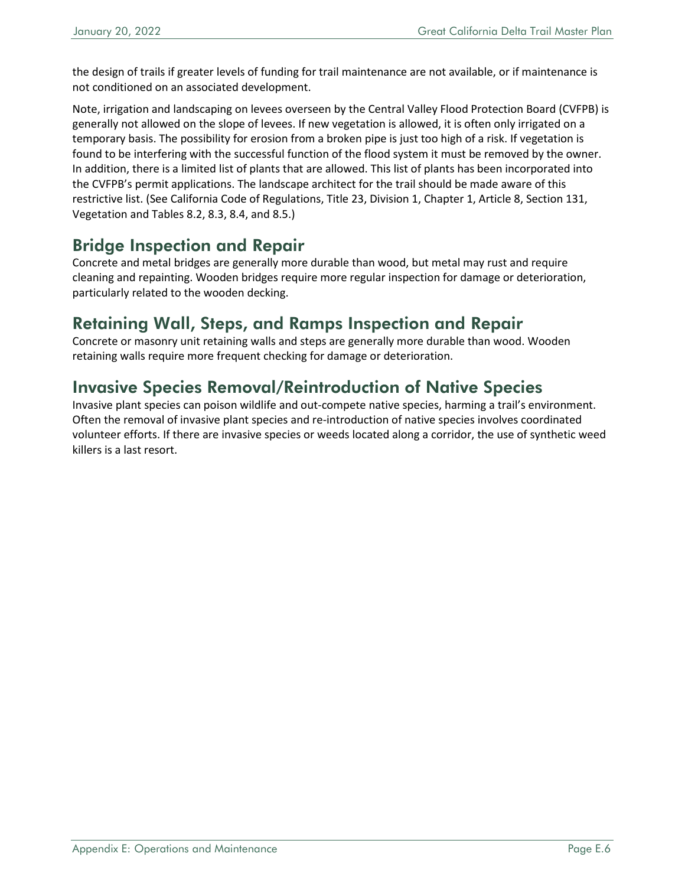the design of trails if greater levels of funding for trail maintenance are not available, or if maintenance is not conditioned on an associated development.

Note, irrigation and landscaping on levees overseen by the Central Valley Flood Protection Board (CVFPB) is generally not allowed on the slope of levees. If new vegetation is allowed, it is often only irrigated on a temporary basis. The possibility for erosion from a broken pipe is just too high of a risk. If vegetation is found to be interfering with the successful function of the flood system it must be removed by the owner. In addition, there is a limited list of plants that are allowed. This list of plants has been incorporated into the CVFPB's permit applications. The landscape architect for the trail should be made aware of this restrictive list. (See California Code of Regulations, Title 23, Division 1, Chapter 1, Article 8, Section 131, Vegetation and Tables 8.2, 8.3, 8.4, and 8.5.)

## Bridge Inspection and Repair

Concrete and metal bridges are generally more durable than wood, but metal may rust and require cleaning and repainting. Wooden bridges require more regular inspection for damage or deterioration, particularly related to the wooden decking.

## Retaining Wall, Steps, and Ramps Inspection and Repair

Concrete or masonry unit retaining walls and steps are generally more durable than wood. Wooden retaining walls require more frequent checking for damage or deterioration.

## Invasive Species Removal/Reintroduction of Native Species

Invasive plant species can poison wildlife and out-compete native species, harming a trail's environment. Often the removal of invasive plant species and re-introduction of native species involves coordinated volunteer efforts. If there are invasive species or weeds located along a corridor, the use of synthetic weed killers is a last resort.